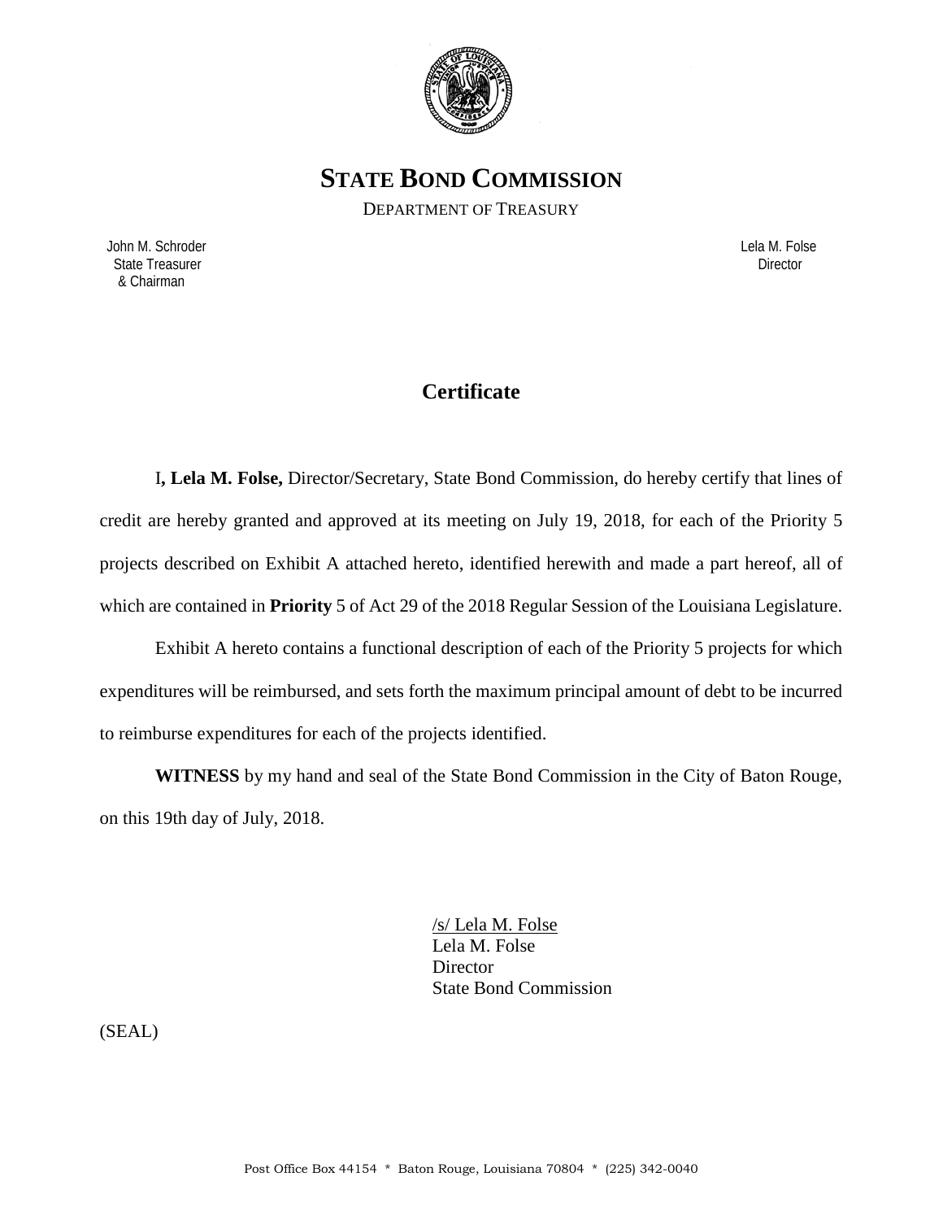# STATE BOND COMMISSION

DEPARTMENT OF TREASURY

John M. Schroder
State Treasurer
& Chairman

Lela M. Folse
Director

## Certificate

I**, Lela M. Folse,** Director/Secretary, State Bond Commission, do hereby certify that lines of credit are hereby granted and approved at its meeting on July 19, 2018, for each of the Priority 5 projects described on Exhibit A attached hereto, identified herewith and made a part hereof, all of which are contained in **Priority** 5 of Act 29 of the 2018 Regular Session of the Louisiana Legislature.

Exhibit A hereto contains a functional description of each of the Priority 5 projects for which expenditures will be reimbursed, and sets forth the maximum principal amount of debt to be incurred to reimburse expenditures for each of the projects identified.

**WITNESS** by my hand and seal of the State Bond Commission in the City of Baton Rouge, on this 19th day of July, 2018.

/s/ Lela M. Folse
Lela M. Folse
Director
State Bond Commission

(SEAL)

Post Office Box 44154 * Baton Rouge, Louisiana 70804 * (225) 342-0040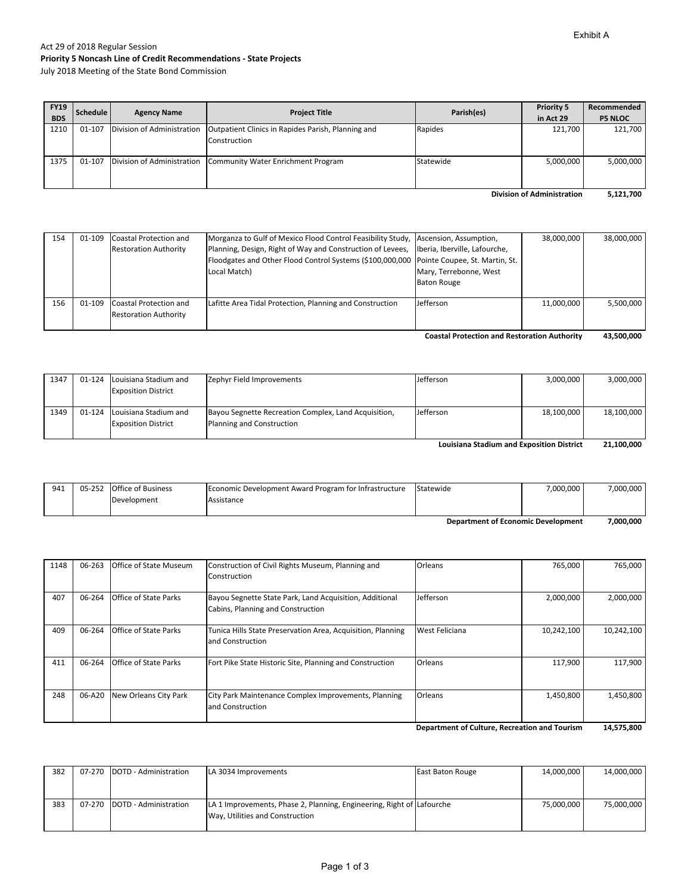Exhibit A

Act 29 of 2018 Regular Session
**Priority 5 Noncash Line of Credit Recommendations - State Projects**
July 2018 Meeting of the State Bond Commission

| FY19 BDS | Schedule | Agency Name | Project Title | Parish(es) | Priority 5 in Act 29 | Recommended P5 NLOC |
|---|---|---|---|---|---|---|
| 1210 | 01-107 | Division of Administration | Outpatient Clinics in Rapides Parish, Planning and Construction | Rapides | 121,700 | 121,700 |
| 1375 | 01-107 | Division of Administration | Community Water Enrichment Program | Statewide | 5,000,000 | 5,000,000 |
| | | | | | **Division of Administration** | **5,121,700** |
| 154 | 01-109 | Coastal Protection and Restoration Authority | Morganza to Gulf of Mexico Flood Control Feasibility Study, Planning, Design, Right of Way and Construction of Levees, Floodgates and Other Flood Control Systems ($100,000,000 Local Match) | Ascension, Assumption, Iberia, Iberville, Lafourche, Pointe Coupee, St. Martin, St. Mary, Terrebonne, West Baton Rouge | 38,000,000 | 38,000,000 |
| 156 | 01-109 | Coastal Protection and Restoration Authority | Lafitte Area Tidal Protection, Planning and Construction | Jefferson | 11,000,000 | 5,500,000 |
| | | | | | **Coastal Protection and Restoration Authority** | **43,500,000** |
| 1347 | 01-124 | Louisiana Stadium and Exposition District | Zephyr Field Improvements | Jefferson | 3,000,000 | 3,000,000 |
| 1349 | 01-124 | Louisiana Stadium and Exposition District | Bayou Segnette Recreation Complex, Land Acquisition, Planning and Construction | Jefferson | 18,100,000 | 18,100,000 |
| | | | | | **Louisiana Stadium and Exposition District** | **21,100,000** |
| 941 | 05-252 | Office of Business Development | Economic Development Award Program for Infrastructure Assistance | Statewide | 7,000,000 | 7,000,000 |
| | | | | | **Department of Economic Development** | **7,000,000** |
| 1148 | 06-263 | Office of State Museum | Construction of Civil Rights Museum, Planning and Construction | Orleans | 765,000 | 765,000 |
| 407 | 06-264 | Office of State Parks | Bayou Segnette State Park, Land Acquisition, Additional Cabins, Planning and Construction | Jefferson | 2,000,000 | 2,000,000 |
| 409 | 06-264 | Office of State Parks | Tunica Hills State Preservation Area, Acquisition, Planning and Construction | West Feliciana | 10,242,100 | 10,242,100 |
| 411 | 06-264 | Office of State Parks | Fort Pike State Historic Site, Planning and Construction | Orleans | 117,900 | 117,900 |
| 248 | 06-A20 | New Orleans City Park | City Park Maintenance Complex Improvements, Planning and Construction | Orleans | 1,450,800 | 1,450,800 |
| | | | | | **Department of Culture, Recreation and Tourism** | **14,575,800** |
| 382 | 07-270 | DOTD - Administration | LA 3034 Improvements | East Baton Rouge | 14,000,000 | 14,000,000 |
| 383 | 07-270 | DOTD - Administration | LA 1 Improvements, Phase 2, Planning, Engineering, Right of Way, Utilities and Construction | Lafourche | 75,000,000 | 75,000,000 |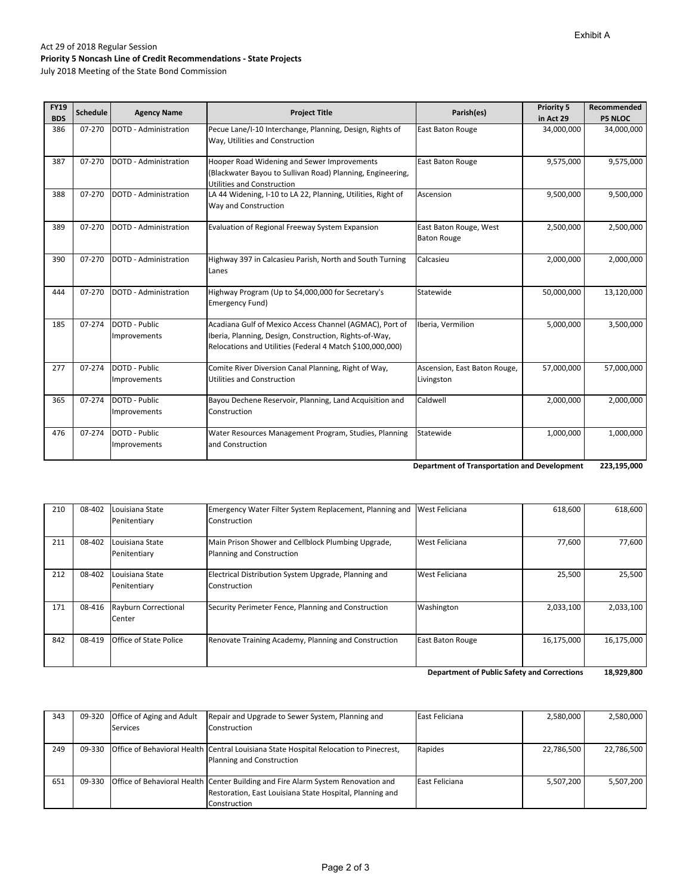Exhibit A

Act 29 of 2018 Regular Session

**Priority 5 Noncash Line of Credit Recommendations - State Projects**

July 2018 Meeting of the State Bond Commission

| FY19 BDS | Schedule | Agency Name | Project Title | Parish(es) | Priority 5 in Act 29 | Recommended P5 NLOC |
|---|---|---|---|---|---|---|
| 386 | 07-270 | DOTD - Administration | Pecue Lane/I-10 Interchange, Planning, Design, Rights of Way, Utilities and Construction | East Baton Rouge | 34,000,000 | 34,000,000 |
| 387 | 07-270 | DOTD - Administration | Hooper Road Widening and Sewer Improvements (Blackwater Bayou to Sullivan Road) Planning, Engineering, Utilities and Construction | East Baton Rouge | 9,575,000 | 9,575,000 |
| 388 | 07-270 | DOTD - Administration | LA 44 Widening, I-10 to LA 22, Planning, Utilities, Right of Way and Construction | Ascension | 9,500,000 | 9,500,000 |
| 389 | 07-270 | DOTD - Administration | Evaluation of Regional Freeway System Expansion | East Baton Rouge, West Baton Rouge | 2,500,000 | 2,500,000 |
| 390 | 07-270 | DOTD - Administration | Highway 397 in Calcasieu Parish, North and South Turning Lanes | Calcasieu | 2,000,000 | 2,000,000 |
| 444 | 07-270 | DOTD - Administration | Highway Program (Up to $4,000,000 for Secretary's Emergency Fund) | Statewide | 50,000,000 | 13,120,000 |
| 185 | 07-274 | DOTD - Public Improvements | Acadiana Gulf of Mexico Access Channel (AGMAC), Port of Iberia, Planning, Design, Construction, Rights-of-Way, Relocations and Utilities (Federal 4 Match $100,000,000) | Iberia, Vermilion | 5,000,000 | 3,500,000 |
| 277 | 07-274 | DOTD - Public Improvements | Comite River Diversion Canal Planning, Right of Way, Utilities and Construction | Ascension, East Baton Rouge, Livingston | 57,000,000 | 57,000,000 |
| 365 | 07-274 | DOTD - Public Improvements | Bayou Dechene Reservoir, Planning, Land Acquisition and Construction | Caldwell | 2,000,000 | 2,000,000 |
| 476 | 07-274 | DOTD - Public Improvements | Water Resources Management Program, Studies, Planning and Construction | Statewide | 1,000,000 | 1,000,000 |
| | | | | **Department of Transportation and Development** | | **223,195,000** |

| | | | | | | |
|---|---|---|---|---|---|---|
| 210 | 08-402 | Louisiana State Penitentiary | Emergency Water Filter System Replacement, Planning and Construction | West Feliciana | 618,600 | 618,600 |
| 211 | 08-402 | Louisiana State Penitentiary | Main Prison Shower and Cellblock Plumbing Upgrade, Planning and Construction | West Feliciana | 77,600 | 77,600 |
| 212 | 08-402 | Louisiana State Penitentiary | Electrical Distribution System Upgrade, Planning and Construction | West Feliciana | 25,500 | 25,500 |
| 171 | 08-416 | Rayburn Correctional Center | Security Perimeter Fence, Planning and Construction | Washington | 2,033,100 | 2,033,100 |
| 842 | 08-419 | Office of State Police | Renovate Training Academy, Planning and Construction | East Baton Rouge | 16,175,000 | 16,175,000 |
| | | | | **Department of Public Safety and Corrections** | | **18,929,800** |

| | | | | | | |
|---|---|---|---|---|---|---|
| 343 | 09-320 | Office of Aging and Adult Services | Repair and Upgrade to Sewer System, Planning and Construction | East Feliciana | 2,580,000 | 2,580,000 |
| 249 | 09-330 | Office of Behavioral Health | Central Louisiana State Hospital Relocation to Pinecrest, Planning and Construction | Rapides | 22,786,500 | 22,786,500 |
| 651 | 09-330 | Office of Behavioral Health | Center Building and Fire Alarm System Renovation and Restoration, East Louisiana State Hospital, Planning and Construction | East Feliciana | 5,507,200 | 5,507,200 |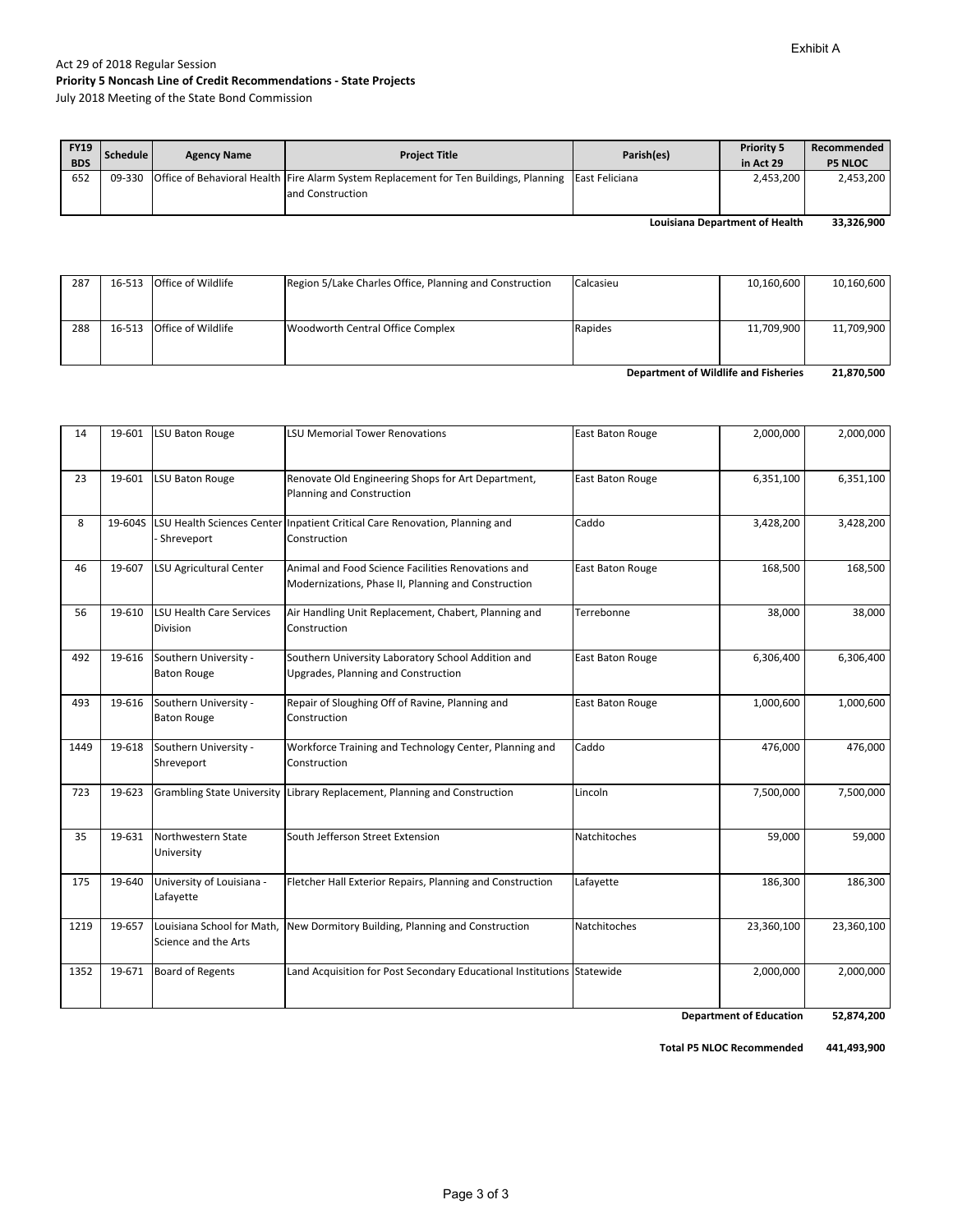Exhibit A

Act 29 of 2018 Regular Session
**Priority 5 Noncash Line of Credit Recommendations - State Projects**
July 2018 Meeting of the State Bond Commission

| FY19 BDS | Schedule | Agency Name | Project Title | Parish(es) | Priority 5 in Act 29 | Recommended P5 NLOC |
|---|---|---|---|---|---|---|
| 652 | 09-330 | Office of Behavioral Health | Fire Alarm System Replacement for Ten Buildings, Planning and Construction | East Feliciana | 2,453,200 | 2,453,200 |
| | | | | | **Louisiana Department of Health** | **33,326,900** |
| 287 | 16-513 | Office of Wildlife | Region 5/Lake Charles Office, Planning and Construction | Calcasieu | 10,160,600 | 10,160,600 |
| 288 | 16-513 | Office of Wildlife | Woodworth Central Office Complex | Rapides | 11,709,900 | 11,709,900 |
| | | | | | **Department of Wildlife and Fisheries** | **21,870,500** |
| 14 | 19-601 | LSU Baton Rouge | LSU Memorial Tower Renovations | East Baton Rouge | 2,000,000 | 2,000,000 |
| 23 | 19-601 | LSU Baton Rouge | Renovate Old Engineering Shops for Art Department, Planning and Construction | East Baton Rouge | 6,351,100 | 6,351,100 |
| 8 | 19-604S | LSU Health Sciences Center - Shreveport | Inpatient Critical Care Renovation, Planning and Construction | Caddo | 3,428,200 | 3,428,200 |
| 46 | 19-607 | LSU Agricultural Center | Animal and Food Science Facilities Renovations and Modernizations, Phase II, Planning and Construction | East Baton Rouge | 168,500 | 168,500 |
| 56 | 19-610 | LSU Health Care Services Division | Air Handling Unit Replacement, Chabert, Planning and Construction | Terrebonne | 38,000 | 38,000 |
| 492 | 19-616 | Southern University - Baton Rouge | Southern University Laboratory School Addition and Upgrades, Planning and Construction | East Baton Rouge | 6,306,400 | 6,306,400 |
| 493 | 19-616 | Southern University - Baton Rouge | Repair of Sloughing Off of Ravine, Planning and Construction | East Baton Rouge | 1,000,600 | 1,000,600 |
| 1449 | 19-618 | Southern University - Shreveport | Workforce Training and Technology Center, Planning and Construction | Caddo | 476,000 | 476,000 |
| 723 | 19-623 | Grambling State University | Library Replacement, Planning and Construction | Lincoln | 7,500,000 | 7,500,000 |
| 35 | 19-631 | Northwestern State University | South Jefferson Street Extension | Natchitoches | 59,000 | 59,000 |
| 175 | 19-640 | University of Louisiana - Lafayette | Fletcher Hall Exterior Repairs, Planning and Construction | Lafayette | 186,300 | 186,300 |
| 1219 | 19-657 | Louisiana School for Math, Science and the Arts | New Dormitory Building, Planning and Construction | Natchitoches | 23,360,100 | 23,360,100 |
| 1352 | 19-671 | Board of Regents | Land Acquisition for Post Secondary Educational Institutions | Statewide | 2,000,000 | 2,000,000 |
| | | | | | **Department of Education** | **52,874,200** |
| | | | | | **Total P5 NLOC Recommended** | **441,493,900** |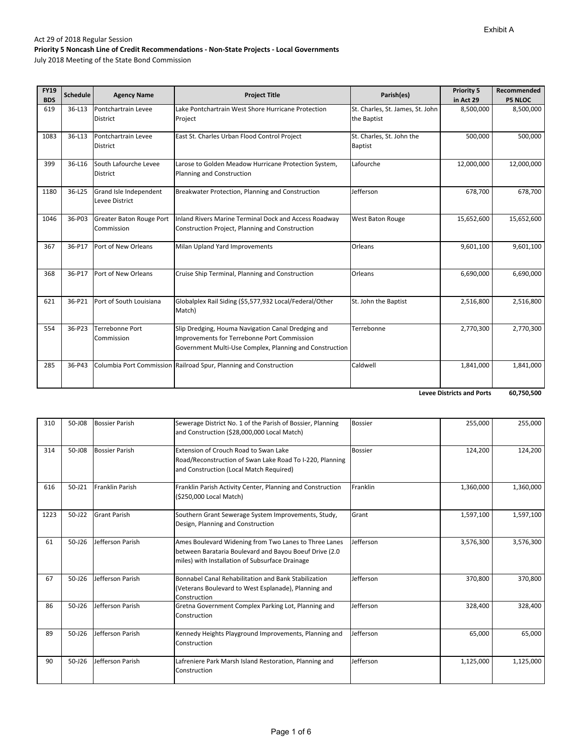Exhibit A

Act 29 of 2018 Regular Session

**Priority 5 Noncash Line of Credit Recommendations - Non-State Projects - Local Governments**

July 2018 Meeting of the State Bond Commission

| FY19 BDS | Schedule | Agency Name | Project Title | Parish(es) | Priority 5 in Act 29 | Recommended P5 NLOC |
|---|---|---|---|---|---|---|
| 619 | 36-L13 | Pontchartrain Levee District | Lake Pontchartrain West Shore Hurricane Protection Project | St. Charles, St. James, St. John the Baptist | 8,500,000 | 8,500,000 |
| 1083 | 36-L13 | Pontchartrain Levee District | East St. Charles Urban Flood Control Project | St. Charles, St. John the Baptist | 500,000 | 500,000 |
| 399 | 36-L16 | South Lafourche Levee District | Larose to Golden Meadow Hurricane Protection System, Planning and Construction | Lafourche | 12,000,000 | 12,000,000 |
| 1180 | 36-L25 | Grand Isle Independent Levee District | Breakwater Protection, Planning and Construction | Jefferson | 678,700 | 678,700 |
| 1046 | 36-P03 | Greater Baton Rouge Port Commission | Inland Rivers Marine Terminal Dock and Access Roadway Construction Project, Planning and Construction | West Baton Rouge | 15,652,600 | 15,652,600 |
| 367 | 36-P17 | Port of New Orleans | Milan Upland Yard Improvements | Orleans | 9,601,100 | 9,601,100 |
| 368 | 36-P17 | Port of New Orleans | Cruise Ship Terminal, Planning and Construction | Orleans | 6,690,000 | 6,690,000 |
| 621 | 36-P21 | Port of South Louisiana | Globalplex Rail Siding ($5,577,932 Local/Federal/Other Match) | St. John the Baptist | 2,516,800 | 2,516,800 |
| 554 | 36-P23 | Terrebonne Port Commission | Slip Dredging, Houma Navigation Canal Dredging and Improvements for Terrebonne Port Commission Government Multi-Use Complex, Planning and Construction | Terrebonne | 2,770,300 | 2,770,300 |
| 285 | 36-P43 | Columbia Port Commission | Railroad Spur, Planning and Construction | Caldwell | 1,841,000 | 1,841,000 |
| | | | | | **Levee Districts and Ports** | **60,750,500** |

| | | | | | | |
|---|---|---|---|---|---|---|
| 310 | 50-J08 | Bossier Parish | Sewerage District No. 1 of the Parish of Bossier, Planning and Construction ($28,000,000 Local Match) | Bossier | 255,000 | 255,000 |
| 314 | 50-J08 | Bossier Parish | Extension of Crouch Road to Swan Lake Road/Reconstruction of Swan Lake Road To I-220, Planning and Construction (Local Match Required) | Bossier | 124,200 | 124,200 |
| 616 | 50-J21 | Franklin Parish | Franklin Parish Activity Center, Planning and Construction ($250,000 Local Match) | Franklin | 1,360,000 | 1,360,000 |
| 1223 | 50-J22 | Grant Parish | Southern Grant Sewerage System Improvements, Study, Design, Planning and Construction | Grant | 1,597,100 | 1,597,100 |
| 61 | 50-J26 | Jefferson Parish | Ames Boulevard Widening from Two Lanes to Three Lanes between Barataria Boulevard and Bayou Boeuf Drive (2.0 miles) with Installation of Subsurface Drainage | Jefferson | 3,576,300 | 3,576,300 |
| 67 | 50-J26 | Jefferson Parish | Bonnabel Canal Rehabilitation and Bank Stabilization (Veterans Boulevard to West Esplanade), Planning and Construction | Jefferson | 370,800 | 370,800 |
| 86 | 50-J26 | Jefferson Parish | Gretna Government Complex Parking Lot, Planning and Construction | Jefferson | 328,400 | 328,400 |
| 89 | 50-J26 | Jefferson Parish | Kennedy Heights Playground Improvements, Planning and Construction | Jefferson | 65,000 | 65,000 |
| 90 | 50-J26 | Jefferson Parish | Lafreniere Park Marsh Island Restoration, Planning and Construction | Jefferson | 1,125,000 | 1,125,000 |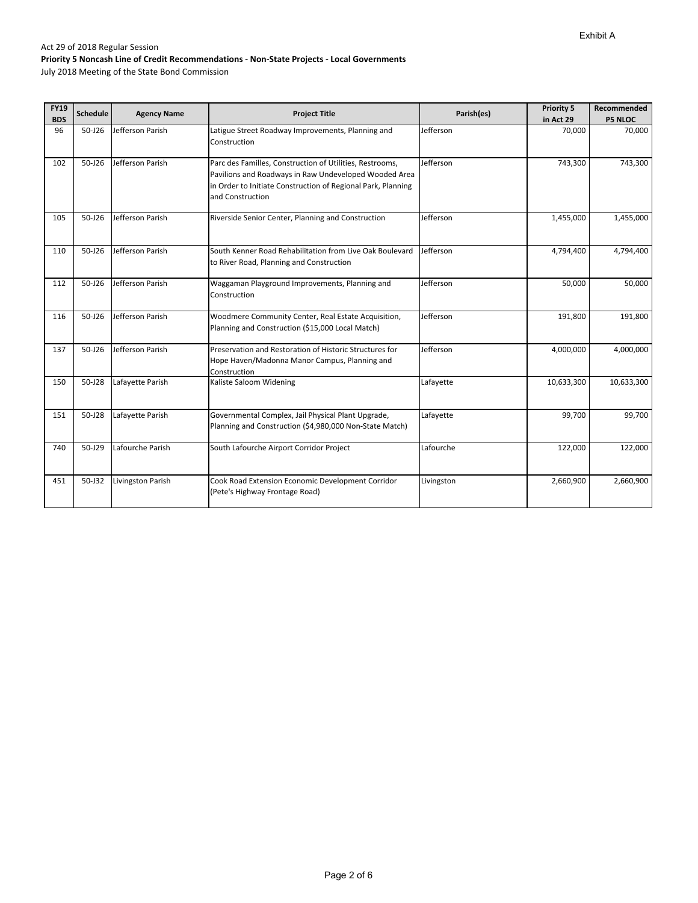Exhibit A

Act 29 of 2018 Regular Session

**Priority 5 Noncash Line of Credit Recommendations - Non-State Projects - Local Governments**

July 2018 Meeting of the State Bond Commission

| FY19 BDS | Schedule | Agency Name | Project Title | Parish(es) | Priority 5 in Act 29 | Recommended P5 NLOC |
|---|---|---|---|---|---|---|
| 96 | 50-J26 | Jefferson Parish | Latigue Street Roadway Improvements, Planning and Construction | Jefferson | 70,000 | 70,000 |
| 102 | 50-J26 | Jefferson Parish | Parc des Familles, Construction of Utilities, Restrooms, Pavilions and Roadways in Raw Undeveloped Wooded Area in Order to Initiate Construction of Regional Park, Planning and Construction | Jefferson | 743,300 | 743,300 |
| 105 | 50-J26 | Jefferson Parish | Riverside Senior Center, Planning and Construction | Jefferson | 1,455,000 | 1,455,000 |
| 110 | 50-J26 | Jefferson Parish | South Kenner Road Rehabilitation from Live Oak Boulevard to River Road, Planning and Construction | Jefferson | 4,794,400 | 4,794,400 |
| 112 | 50-J26 | Jefferson Parish | Waggaman Playground Improvements, Planning and Construction | Jefferson | 50,000 | 50,000 |
| 116 | 50-J26 | Jefferson Parish | Woodmere Community Center, Real Estate Acquisition, Planning and Construction ($15,000 Local Match) | Jefferson | 191,800 | 191,800 |
| 137 | 50-J26 | Jefferson Parish | Preservation and Restoration of Historic Structures for Hope Haven/Madonna Manor Campus, Planning and Construction | Jefferson | 4,000,000 | 4,000,000 |
| 150 | 50-J28 | Lafayette Parish | Kaliste Saloom Widening | Lafayette | 10,633,300 | 10,633,300 |
| 151 | 50-J28 | Lafayette Parish | Governmental Complex, Jail Physical Plant Upgrade, Planning and Construction ($4,980,000 Non-State Match) | Lafayette | 99,700 | 99,700 |
| 740 | 50-J29 | Lafourche Parish | South Lafourche Airport Corridor Project | Lafourche | 122,000 | 122,000 |
| 451 | 50-J32 | Livingston Parish | Cook Road Extension Economic Development Corridor (Pete's Highway Frontage Road) | Livingston | 2,660,900 | 2,660,900 |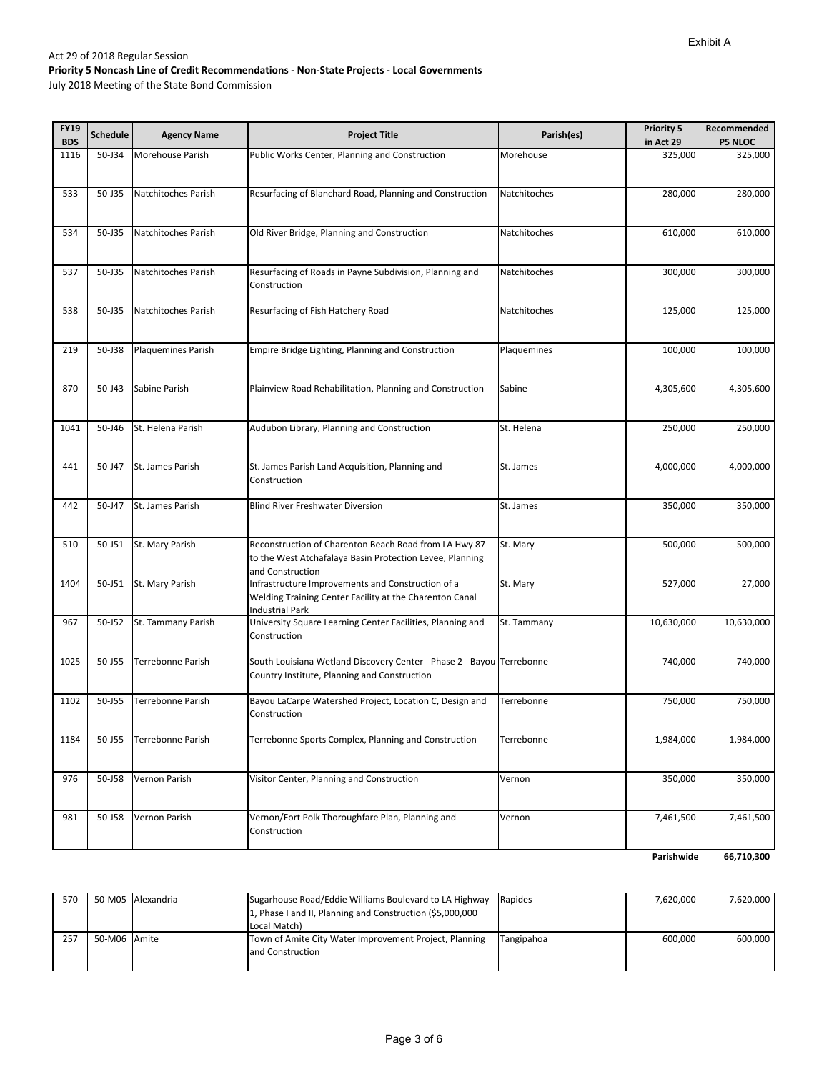Exhibit A

Act 29 of 2018 Regular Session

**Priority 5 Noncash Line of Credit Recommendations - Non-State Projects - Local Governments**

July 2018 Meeting of the State Bond Commission

| FY19 BDS | Schedule | Agency Name | Project Title | Parish(es) | Priority 5 in Act 29 | Recommended P5 NLOC |
|---|---|---|---|---|---|---|
| 1116 | 50-J34 | Morehouse Parish | Public Works Center, Planning and Construction | Morehouse | 325,000 | 325,000 |
| 533 | 50-J35 | Natchitoches Parish | Resurfacing of Blanchard Road, Planning and Construction | Natchitoches | 280,000 | 280,000 |
| 534 | 50-J35 | Natchitoches Parish | Old River Bridge, Planning and Construction | Natchitoches | 610,000 | 610,000 |
| 537 | 50-J35 | Natchitoches Parish | Resurfacing of Roads in Payne Subdivision, Planning and Construction | Natchitoches | 300,000 | 300,000 |
| 538 | 50-J35 | Natchitoches Parish | Resurfacing of Fish Hatchery Road | Natchitoches | 125,000 | 125,000 |
| 219 | 50-J38 | Plaquemines Parish | Empire Bridge Lighting, Planning and Construction | Plaquemines | 100,000 | 100,000 |
| 870 | 50-J43 | Sabine Parish | Plainview Road Rehabilitation, Planning and Construction | Sabine | 4,305,600 | 4,305,600 |
| 1041 | 50-J46 | St. Helena Parish | Audubon Library, Planning and Construction | St. Helena | 250,000 | 250,000 |
| 441 | 50-J47 | St. James Parish | St. James Parish Land Acquisition, Planning and Construction | St. James | 4,000,000 | 4,000,000 |
| 442 | 50-J47 | St. James Parish | Blind River Freshwater Diversion | St. James | 350,000 | 350,000 |
| 510 | 50-J51 | St. Mary Parish | Reconstruction of Charenton Beach Road from LA Hwy 87 to the West Atchafalaya Basin Protection Levee, Planning and Construction | St. Mary | 500,000 | 500,000 |
| 1404 | 50-J51 | St. Mary Parish | Infrastructure Improvements and Construction of a Welding Training Center Facility at the Charenton Canal Industrial Park | St. Mary | 527,000 | 27,000 |
| 967 | 50-J52 | St. Tammany Parish | University Square Learning Center Facilities, Planning and Construction | St. Tammany | 10,630,000 | 10,630,000 |
| 1025 | 50-J55 | Terrebonne Parish | South Louisiana Wetland Discovery Center - Phase 2 - Bayou Country Institute, Planning and Construction | Terrebonne | 740,000 | 740,000 |
| 1102 | 50-J55 | Terrebonne Parish | Bayou LaCarpe Watershed Project, Location C, Design and Construction | Terrebonne | 750,000 | 750,000 |
| 1184 | 50-J55 | Terrebonne Parish | Terrebonne Sports Complex, Planning and Construction | Terrebonne | 1,984,000 | 1,984,000 |
| 976 | 50-J58 | Vernon Parish | Visitor Center, Planning and Construction | Vernon | 350,000 | 350,000 |
| 981 | 50-J58 | Vernon Parish | Vernon/Fort Polk Thoroughfare Plan, Planning and Construction | Vernon | 7,461,500 | 7,461,500 |
| | | | | | **Parishwide** | **66,710,300** |

| | | | | | | |
|---|---|---|---|---|---|---|
| 570 | 50-M05 | Alexandria | Sugarhouse Road/Eddie Williams Boulevard to LA Highway 1, Phase I and II, Planning and Construction ($5,000,000 Local Match) | Rapides | 7,620,000 | 7,620,000 |
| 257 | 50-M06 | Amite | Town of Amite City Water Improvement Project, Planning and Construction | Tangipahoa | 600,000 | 600,000 |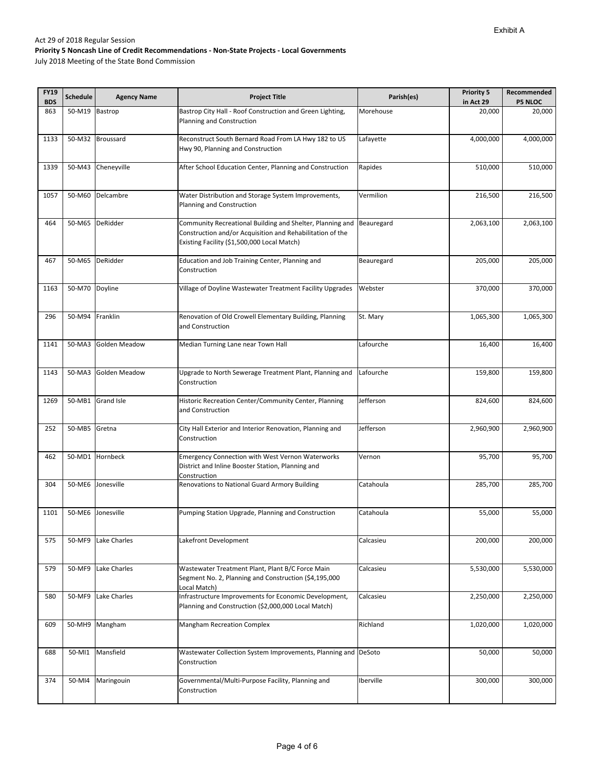Exhibit A

Act 29 of 2018 Regular Session

**Priority 5 Noncash Line of Credit Recommendations - Non-State Projects - Local Governments**

July 2018 Meeting of the State Bond Commission

| FY19 BDS | Schedule | Agency Name | Project Title | Parish(es) | Priority 5 in Act 29 | Recommended P5 NLOC |
|---|---|---|---|---|---|---|
| 863 | 50-M19 | Bastrop | Bastrop City Hall - Roof Construction and Green Lighting, Planning and Construction | Morehouse | 20,000 | 20,000 |
| 1133 | 50-M32 | Broussard | Reconstruct South Bernard Road From LA Hwy 182 to US Hwy 90, Planning and Construction | Lafayette | 4,000,000 | 4,000,000 |
| 1339 | 50-M43 | Cheneyville | After School Education Center, Planning and Construction | Rapides | 510,000 | 510,000 |
| 1057 | 50-M60 | Delcambre | Water Distribution and Storage System Improvements, Planning and Construction | Vermilion | 216,500 | 216,500 |
| 464 | 50-M65 | DeRidder | Community Recreational Building and Shelter, Planning and Construction and/or Acquisition and Rehabilitation of the Existing Facility ($1,500,000 Local Match) | Beauregard | 2,063,100 | 2,063,100 |
| 467 | 50-M65 | DeRidder | Education and Job Training Center, Planning and Construction | Beauregard | 205,000 | 205,000 |
| 1163 | 50-M70 | Doyline | Village of Doyline Wastewater Treatment Facility Upgrades | Webster | 370,000 | 370,000 |
| 296 | 50-M94 | Franklin | Renovation of Old Crowell Elementary Building, Planning and Construction | St. Mary | 1,065,300 | 1,065,300 |
| 1141 | 50-MA3 | Golden Meadow | Median Turning Lane near Town Hall | Lafourche | 16,400 | 16,400 |
| 1143 | 50-MA3 | Golden Meadow | Upgrade to North Sewerage Treatment Plant, Planning and Construction | Lafourche | 159,800 | 159,800 |
| 1269 | 50-MB1 | Grand Isle | Historic Recreation Center/Community Center, Planning and Construction | Jefferson | 824,600 | 824,600 |
| 252 | 50-MB5 | Gretna | City Hall Exterior and Interior Renovation, Planning and Construction | Jefferson | 2,960,900 | 2,960,900 |
| 462 | 50-MD1 | Hornbeck | Emergency Connection with West Vernon Waterworks District and Inline Booster Station, Planning and Construction | Vernon | 95,700 | 95,700 |
| 304 | 50-ME6 | Jonesville | Renovations to National Guard Armory Building | Catahoula | 285,700 | 285,700 |
| 1101 | 50-ME6 | Jonesville | Pumping Station Upgrade, Planning and Construction | Catahoula | 55,000 | 55,000 |
| 575 | 50-MF9 | Lake Charles | Lakefront Development | Calcasieu | 200,000 | 200,000 |
| 579 | 50-MF9 | Lake Charles | Wastewater Treatment Plant, Plant B/C Force Main Segment No. 2, Planning and Construction ($4,195,000 Local Match) | Calcasieu | 5,530,000 | 5,530,000 |
| 580 | 50-MF9 | Lake Charles | Infrastructure Improvements for Economic Development, Planning and Construction ($2,000,000 Local Match) | Calcasieu | 2,250,000 | 2,250,000 |
| 609 | 50-MH9 | Mangham | Mangham Recreation Complex | Richland | 1,020,000 | 1,020,000 |
| 688 | 50-MI1 | Mansfield | Wastewater Collection System Improvements, Planning and Construction | DeSoto | 50,000 | 50,000 |
| 374 | 50-MI4 | Maringouin | Governmental/Multi-Purpose Facility, Planning and Construction | Iberville | 300,000 | 300,000 |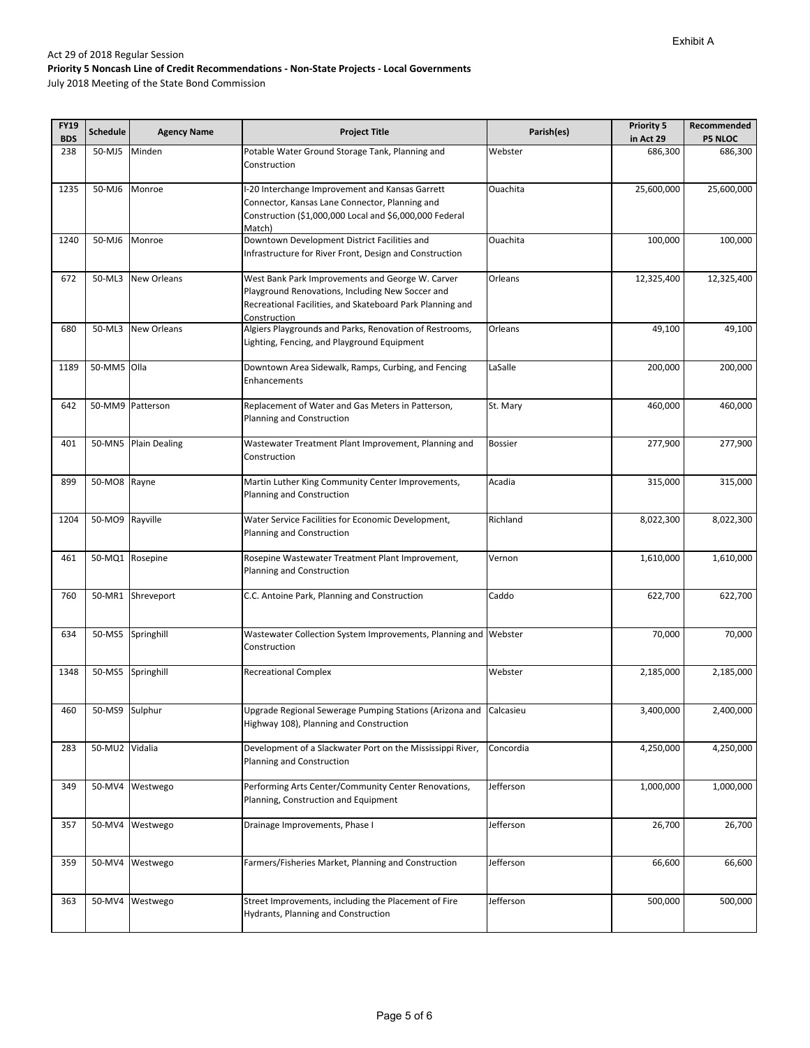Exhibit A

Act 29 of 2018 Regular Session

**Priority 5 Noncash Line of Credit Recommendations - Non-State Projects - Local Governments**

July 2018 Meeting of the State Bond Commission

| FY19 BDS | Schedule | Agency Name | Project Title | Parish(es) | Priority 5 in Act 29 | Recommended P5 NLOC |
|---|---|---|---|---|---|---|
| 238 | 50-MJ5 | Minden | Potable Water Ground Storage Tank, Planning and Construction | Webster | 686,300 | 686,300 |
| 1235 | 50-MJ6 | Monroe | I-20 Interchange Improvement and Kansas Garrett Connector, Kansas Lane Connector, Planning and Construction ($1,000,000 Local and $6,000,000 Federal Match) | Ouachita | 25,600,000 | 25,600,000 |
| 1240 | 50-MJ6 | Monroe | Downtown Development District Facilities and Infrastructure for River Front, Design and Construction | Ouachita | 100,000 | 100,000 |
| 672 | 50-ML3 | New Orleans | West Bank Park Improvements and George W. Carver Playground Renovations, Including New Soccer and Recreational Facilities, and Skateboard Park Planning and Construction | Orleans | 12,325,400 | 12,325,400 |
| 680 | 50-ML3 | New Orleans | Algiers Playgrounds and Parks, Renovation of Restrooms, Lighting, Fencing, and Playground Equipment | Orleans | 49,100 | 49,100 |
| 1189 | 50-MM5 | Olla | Downtown Area Sidewalk, Ramps, Curbing, and Fencing Enhancements | LaSalle | 200,000 | 200,000 |
| 642 | 50-MM9 | Patterson | Replacement of Water and Gas Meters in Patterson, Planning and Construction | St. Mary | 460,000 | 460,000 |
| 401 | 50-MN5 | Plain Dealing | Wastewater Treatment Plant Improvement, Planning and Construction | Bossier | 277,900 | 277,900 |
| 899 | 50-MO8 | Rayne | Martin Luther King Community Center Improvements, Planning and Construction | Acadia | 315,000 | 315,000 |
| 1204 | 50-MO9 | Rayville | Water Service Facilities for Economic Development, Planning and Construction | Richland | 8,022,300 | 8,022,300 |
| 461 | 50-MQ1 | Rosepine | Rosepine Wastewater Treatment Plant Improvement, Planning and Construction | Vernon | 1,610,000 | 1,610,000 |
| 760 | 50-MR1 | Shreveport | C.C. Antoine Park, Planning and Construction | Caddo | 622,700 | 622,700 |
| 634 | 50-MS5 | Springhill | Wastewater Collection System Improvements, Planning and Construction | Webster | 70,000 | 70,000 |
| 1348 | 50-MS5 | Springhill | Recreational Complex | Webster | 2,185,000 | 2,185,000 |
| 460 | 50-MS9 | Sulphur | Upgrade Regional Sewerage Pumping Stations (Arizona and Highway 108), Planning and Construction | Calcasieu | 3,400,000 | 2,400,000 |
| 283 | 50-MU2 | Vidalia | Development of a Slackwater Port on the Mississippi River, Planning and Construction | Concordia | 4,250,000 | 4,250,000 |
| 349 | 50-MV4 | Westwego | Performing Arts Center/Community Center Renovations, Planning, Construction and Equipment | Jefferson | 1,000,000 | 1,000,000 |
| 357 | 50-MV4 | Westwego | Drainage Improvements, Phase I | Jefferson | 26,700 | 26,700 |
| 359 | 50-MV4 | Westwego | Farmers/Fisheries Market, Planning and Construction | Jefferson | 66,600 | 66,600 |
| 363 | 50-MV4 | Westwego | Street Improvements, including the Placement of Fire Hydrants, Planning and Construction | Jefferson | 500,000 | 500,000 |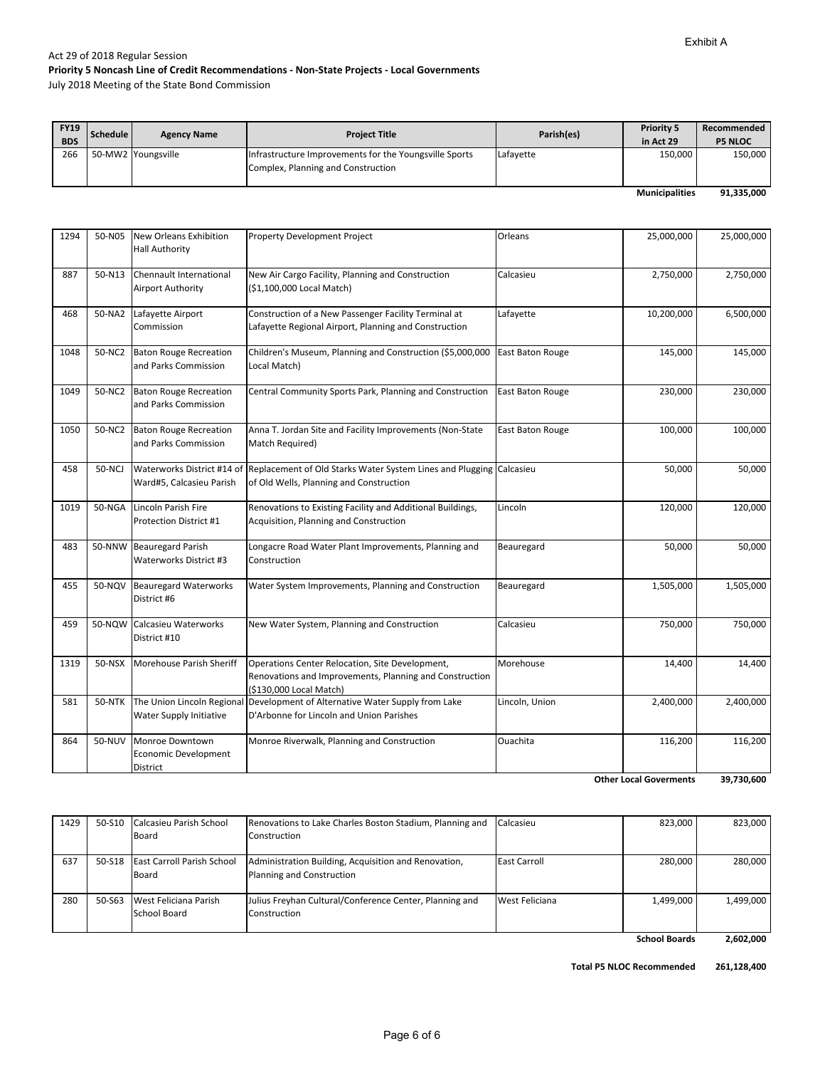Exhibit A

Act 29 of 2018 Regular Session

**Priority 5 Noncash Line of Credit Recommendations - Non-State Projects - Local Governments**

July 2018 Meeting of the State Bond Commission

| FY19 BDS | Schedule | Agency Name | Project Title | Parish(es) | Priority 5 in Act 29 | Recommended P5 NLOC |
|---|---|---|---|---|---|---|
| 266 | 50-MW2 | Youngsville | Infrastructure Improvements for the Youngsville Sports Complex, Planning and Construction | Lafayette | 150,000 | 150,000 |
| | | | | | **Municipalities** | **91,335,000** |

| | | | | | | |
|---|---|---|---|---|---|---|
| 1294 | 50-N05 | New Orleans Exhibition Hall Authority | Property Development Project | Orleans | 25,000,000 | 25,000,000 |
| 887 | 50-N13 | Chennault International Airport Authority | New Air Cargo Facility, Planning and Construction ($1,100,000 Local Match) | Calcasieu | 2,750,000 | 2,750,000 |
| 468 | 50-NA2 | Lafayette Airport Commission | Construction of a New Passenger Facility Terminal at Lafayette Regional Airport, Planning and Construction | Lafayette | 10,200,000 | 6,500,000 |
| 1048 | 50-NC2 | Baton Rouge Recreation and Parks Commission | Children's Museum, Planning and Construction ($5,000,000 Local Match) | East Baton Rouge | 145,000 | 145,000 |
| 1049 | 50-NC2 | Baton Rouge Recreation and Parks Commission | Central Community Sports Park, Planning and Construction | East Baton Rouge | 230,000 | 230,000 |
| 1050 | 50-NC2 | Baton Rouge Recreation and Parks Commission | Anna T. Jordan Site and Facility Improvements (Non-State Match Required) | East Baton Rouge | 100,000 | 100,000 |
| 458 | 50-NCJ | Waterworks District #14 of Ward#5, Calcasieu Parish | Replacement of Old Starks Water System Lines and Plugging of Old Wells, Planning and Construction | Calcasieu | 50,000 | 50,000 |
| 1019 | 50-NGA | Lincoln Parish Fire Protection District #1 | Renovations to Existing Facility and Additional Buildings, Acquisition, Planning and Construction | Lincoln | 120,000 | 120,000 |
| 483 | 50-NNW | Beauregard Parish Waterworks District #3 | Longacre Road Water Plant Improvements, Planning and Construction | Beauregard | 50,000 | 50,000 |
| 455 | 50-NQV | Beauregard Waterworks District #6 | Water System Improvements, Planning and Construction | Beauregard | 1,505,000 | 1,505,000 |
| 459 | 50-NQW | Calcasieu Waterworks District #10 | New Water System, Planning and Construction | Calcasieu | 750,000 | 750,000 |
| 1319 | 50-NSX | Morehouse Parish Sheriff | Operations Center Relocation, Site Development, Renovations and Improvements, Planning and Construction ($130,000 Local Match) | Morehouse | 14,400 | 14,400 |
| 581 | 50-NTK | The Union Lincoln Regional Water Supply Initiative | Development of Alternative Water Supply from Lake D'Arbonne for Lincoln and Union Parishes | Lincoln, Union | 2,400,000 | 2,400,000 |
| 864 | 50-NUV | Monroe Downtown Economic Development District | Monroe Riverwalk, Planning and Construction | Ouachita | 116,200 | 116,200 |
| | | | | | **Other Local Goverments** | **39,730,600** |

| | | | | | | |
|---|---|---|---|---|---|---|
| 1429 | 50-S10 | Calcasieu Parish School Board | Renovations to Lake Charles Boston Stadium, Planning and Construction | Calcasieu | 823,000 | 823,000 |
| 637 | 50-S18 | East Carroll Parish School Board | Administration Building, Acquisition and Renovation, Planning and Construction | East Carroll | 280,000 | 280,000 |
| 280 | 50-S63 | West Feliciana Parish School Board | Julius Freyhan Cultural/Conference Center, Planning and Construction | West Feliciana | 1,499,000 | 1,499,000 |
| | | | | | **School Boards** | **2,602,000** |

**Total P5 NLOC Recommended 261,128,400**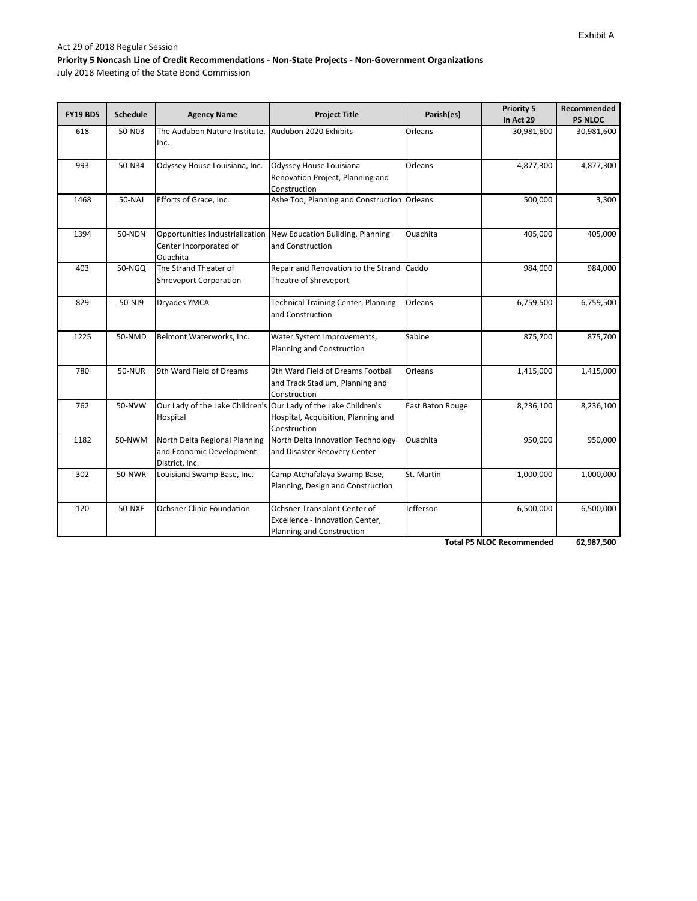Exhibit A

Act 29 of 2018 Regular Session

**Priority 5 Noncash Line of Credit Recommendations - Non-State Projects - Non-Government Organizations**

July 2018 Meeting of the State Bond Commission

| FY19 BDS | Schedule | Agency Name | Project Title | Parish(es) | Priority 5 in Act 29 | Recommended P5 NLOC |
|---|---|---|---|---|---|---|
| 618 | 50-N03 | The Audubon Nature Institute, Inc. | Audubon 2020 Exhibits | Orleans | 30,981,600 | 30,981,600 |
| 993 | 50-N34 | Odyssey House Louisiana, Inc. | Odyssey House Louisiana Renovation Project, Planning and Construction | Orleans | 4,877,300 | 4,877,300 |
| 1468 | 50-NAJ | Efforts of Grace, Inc. | Ashe Too, Planning and Construction | Orleans | 500,000 | 3,300 |
| 1394 | 50-NDN | Opportunities Industrialization Center Incorporated of Ouachita | New Education Building, Planning and Construction | Ouachita | 405,000 | 405,000 |
| 403 | 50-NGQ | The Strand Theater of Shreveport Corporation | Repair and Renovation to the Strand Theatre of Shreveport | Caddo | 984,000 | 984,000 |
| 829 | 50-NJ9 | Dryades YMCA | Technical Training Center, Planning and Construction | Orleans | 6,759,500 | 6,759,500 |
| 1225 | 50-NMD | Belmont Waterworks, Inc. | Water System Improvements, Planning and Construction | Sabine | 875,700 | 875,700 |
| 780 | 50-NUR | 9th Ward Field of Dreams | 9th Ward Field of Dreams Football and Track Stadium, Planning and Construction | Orleans | 1,415,000 | 1,415,000 |
| 762 | 50-NVW | Our Lady of the Lake Children's Hospital | Our Lady of the Lake Children's Hospital, Acquisition, Planning and Construction | East Baton Rouge | 8,236,100 | 8,236,100 |
| 1182 | 50-NWM | North Delta Regional Planning and Economic Development District, Inc. | North Delta Innovation Technology and Disaster Recovery Center | Ouachita | 950,000 | 950,000 |
| 302 | 50-NWR | Louisiana Swamp Base, Inc. | Camp Atchafalaya Swamp Base, Planning, Design and Construction | St. Martin | 1,000,000 | 1,000,000 |
| 120 | 50-NXE | Ochsner Clinic Foundation | Ochsner Transplant Center of Excellence - Innovation Center, Planning and Construction | Jefferson | 6,500,000 | 6,500,000 |
| | | | | | **Total P5 NLOC Recommended** | **62,987,500** |